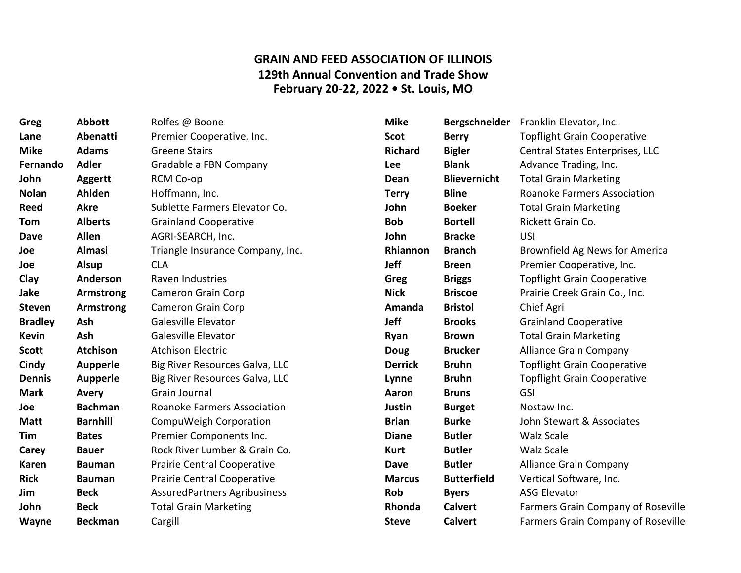**GRAIN AND FEED ASSOCIATION OF ILLINOIS**
**129th Annual Convention and Trade Show**
**February 20-22, 2022 • St. Louis, MO**

| First Name | Last Name | Company |
|---|---|---|
| **Greg** | **Abbott** | Rolfes @ Boone |
| **Lane** | **Abenatti** | Premier Cooperative, Inc. |
| **Mike** | **Adams** | Greene Stairs |
| **Fernando** | **Adler** | Gradable a FBN Company |
| **John** | **Aggertt** | RCM Co-op |
| **Nolan** | **Ahlden** | Hoffmann, Inc. |
| **Reed** | **Akre** | Sublette Farmers Elevator Co. |
| **Tom** | **Alberts** | Grainland Cooperative |
| **Dave** | **Allen** | AGRI-SEARCH, Inc. |
| **Joe** | **Almasi** | Triangle Insurance Company, Inc. |
| **Joe** | **Alsup** | CLA |
| **Clay** | **Anderson** | Raven Industries |
| **Jake** | **Armstrong** | Cameron Grain Corp |
| **Steven** | **Armstrong** | Cameron Grain Corp |
| **Bradley** | **Ash** | Galesville Elevator |
| **Kevin** | **Ash** | Galesville Elevator |
| **Scott** | **Atchison** | Atchison Electric |
| **Cindy** | **Aupperle** | Big River Resources Galva, LLC |
| **Dennis** | **Aupperle** | Big River Resources Galva, LLC |
| **Mark** | **Avery** | Grain Journal |
| **Joe** | **Bachman** | Roanoke Farmers Association |
| **Matt** | **Barnhill** | CompuWeigh Corporation |
| **Tim** | **Bates** | Premier Components Inc. |
| **Carey** | **Bauer** | Rock River Lumber & Grain Co. |
| **Karen** | **Bauman** | Prairie Central Cooperative |
| **Rick** | **Bauman** | Prairie Central Cooperative |
| **Jim** | **Beck** | AssuredPartners Agribusiness |
| **John** | **Beck** | Total Grain Marketing |
| **Wayne** | **Beckman** | Cargill |
| **Mike** | **Bergschneider** | Franklin Elevator, Inc. |
| **Scot** | **Berry** | Topflight Grain Cooperative |
| **Richard** | **Bigler** | Central States Enterprises, LLC |
| **Lee** | **Blank** | Advance Trading, Inc. |
| **Dean** | **Blievernicht** | Total Grain Marketing |
| **Terry** | **Bline** | Roanoke Farmers Association |
| **John** | **Boeker** | Total Grain Marketing |
| **Bob** | **Bortell** | Rickett Grain Co. |
| **John** | **Bracke** | USI |
| **Rhiannon** | **Branch** | Brownfield Ag News for America |
| **Jeff** | **Breen** | Premier Cooperative, Inc. |
| **Greg** | **Briggs** | Topflight Grain Cooperative |
| **Nick** | **Briscoe** | Prairie Creek Grain Co., Inc. |
| **Amanda** | **Bristol** | Chief Agri |
| **Jeff** | **Brooks** | Grainland Cooperative |
| **Ryan** | **Brown** | Total Grain Marketing |
| **Doug** | **Brucker** | Alliance Grain Company |
| **Derrick** | **Bruhn** | Topflight Grain Cooperative |
| **Lynne** | **Bruhn** | Topflight Grain Cooperative |
| **Aaron** | **Bruns** | GSI |
| **Justin** | **Burget** | Nostaw Inc. |
| **Brian** | **Burke** | John Stewart & Associates |
| **Diane** | **Butler** | Walz Scale |
| **Kurt** | **Butler** | Walz Scale |
| **Dave** | **Butler** | Alliance Grain Company |
| **Marcus** | **Butterfield** | Vertical Software, Inc. |
| **Rob** | **Byers** | ASG Elevator |
| **Rhonda** | **Calvert** | Farmers Grain Company of Roseville |
| **Steve** | **Calvert** | Farmers Grain Company of Roseville |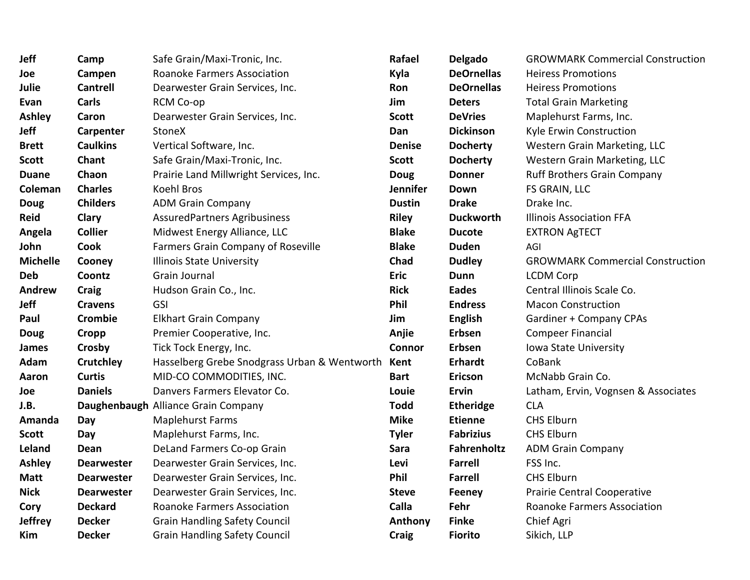| | | |
|---|---|---|
| **Jeff** | **Camp** | Safe Grain/Maxi-Tronic, Inc. |
| **Joe** | **Campen** | Roanoke Farmers Association |
| **Julie** | **Cantrell** | Dearwester Grain Services, Inc. |
| **Evan** | **Carls** | RCM Co-op |
| **Ashley** | **Caron** | Dearwester Grain Services, Inc. |
| **Jeff** | **Carpenter** | StoneX |
| **Brett** | **Caulkins** | Vertical Software, Inc. |
| **Scott** | **Chant** | Safe Grain/Maxi-Tronic, Inc. |
| **Duane** | **Chaon** | Prairie Land Millwright Services, Inc. |
| **Coleman** | **Charles** | Koehl Bros |
| **Doug** | **Childers** | ADM Grain Company |
| **Reid** | **Clary** | AssuredPartners Agribusiness |
| **Angela** | **Collier** | Midwest Energy Alliance, LLC |
| **John** | **Cook** | Farmers Grain Company of Roseville |
| **Michelle** | **Cooney** | Illinois State University |
| **Deb** | **Coontz** | Grain Journal |
| **Andrew** | **Craig** | Hudson Grain Co., Inc. |
| **Jeff** | **Cravens** | GSI |
| **Paul** | **Crombie** | Elkhart Grain Company |
| **Doug** | **Cropp** | Premier Cooperative, Inc. |
| **James** | **Crosby** | Tick Tock Energy, Inc. |
| **Adam** | **Crutchley** | Hasselberg Grebe Snodgrass Urban & Wentworth |
| **Aaron** | **Curtis** | MID-CO COMMODITIES, INC. |
| **Joe** | **Daniels** | Danvers Farmers Elevator Co. |
| **J.B.** | **Daughenbaugh** | Alliance Grain Company |
| **Amanda** | **Day** | Maplehurst Farms |
| **Scott** | **Day** | Maplehurst Farms, Inc. |
| **Leland** | **Dean** | DeLand Farmers Co-op Grain |
| **Ashley** | **Dearwester** | Dearwester Grain Services, Inc. |
| **Matt** | **Dearwester** | Dearwester Grain Services, Inc. |
| **Nick** | **Dearwester** | Dearwester Grain Services, Inc. |
| **Cory** | **Deckard** | Roanoke Farmers Association |
| **Jeffrey** | **Decker** | Grain Handling Safety Council |
| **Kim** | **Decker** | Grain Handling Safety Council |
| **Rafael** | **Delgado** | GROWMARK Commercial Construction |
| **Kyla** | **DeOrnellas** | Heiress Promotions |
| **Ron** | **DeOrnellas** | Heiress Promotions |
| **Jim** | **Deters** | Total Grain Marketing |
| **Scott** | **DeVries** | Maplehurst Farms, Inc. |
| **Dan** | **Dickinson** | Kyle Erwin Construction |
| **Denise** | **Docherty** | Western Grain Marketing, LLC |
| **Scott** | **Docherty** | Western Grain Marketing, LLC |
| **Doug** | **Donner** | Ruff Brothers Grain Company |
| **Jennifer** | **Down** | FS GRAIN, LLC |
| **Dustin** | **Drake** | Drake Inc. |
| **Riley** | **Duckworth** | Illinois Association FFA |
| **Blake** | **Ducote** | EXTRON AgTECT |
| **Blake** | **Duden** | AGI |
| **Chad** | **Dudley** | GROWMARK Commercial Construction |
| **Eric** | **Dunn** | LCDM Corp |
| **Rick** | **Eades** | Central Illinois Scale Co. |
| **Phil** | **Endress** | Macon Construction |
| **Jim** | **English** | Gardiner + Company CPAs |
| **Anjie** | **Erbsen** | Compeer Financial |
| **Connor** | **Erbsen** | Iowa State University |
| **Kent** | **Erhardt** | CoBank |
| **Bart** | **Ericson** | McNabb Grain Co. |
| **Louie** | **Ervin** | Latham, Ervin, Vognsen & Associates |
| **Todd** | **Etheridge** | CLA |
| **Mike** | **Etienne** | CHS Elburn |
| **Tyler** | **Fabrizius** | CHS Elburn |
| **Sara** | **Fahrenholtz** | ADM Grain Company |
| **Levi** | **Farrell** | FSS Inc. |
| **Phil** | **Farrell** | CHS Elburn |
| **Steve** | **Feeney** | Prairie Central Cooperative |
| **Calla** | **Fehr** | Roanoke Farmers Association |
| **Anthony** | **Finke** | Chief Agri |
| **Craig** | **Fiorito** | Sikich, LLP |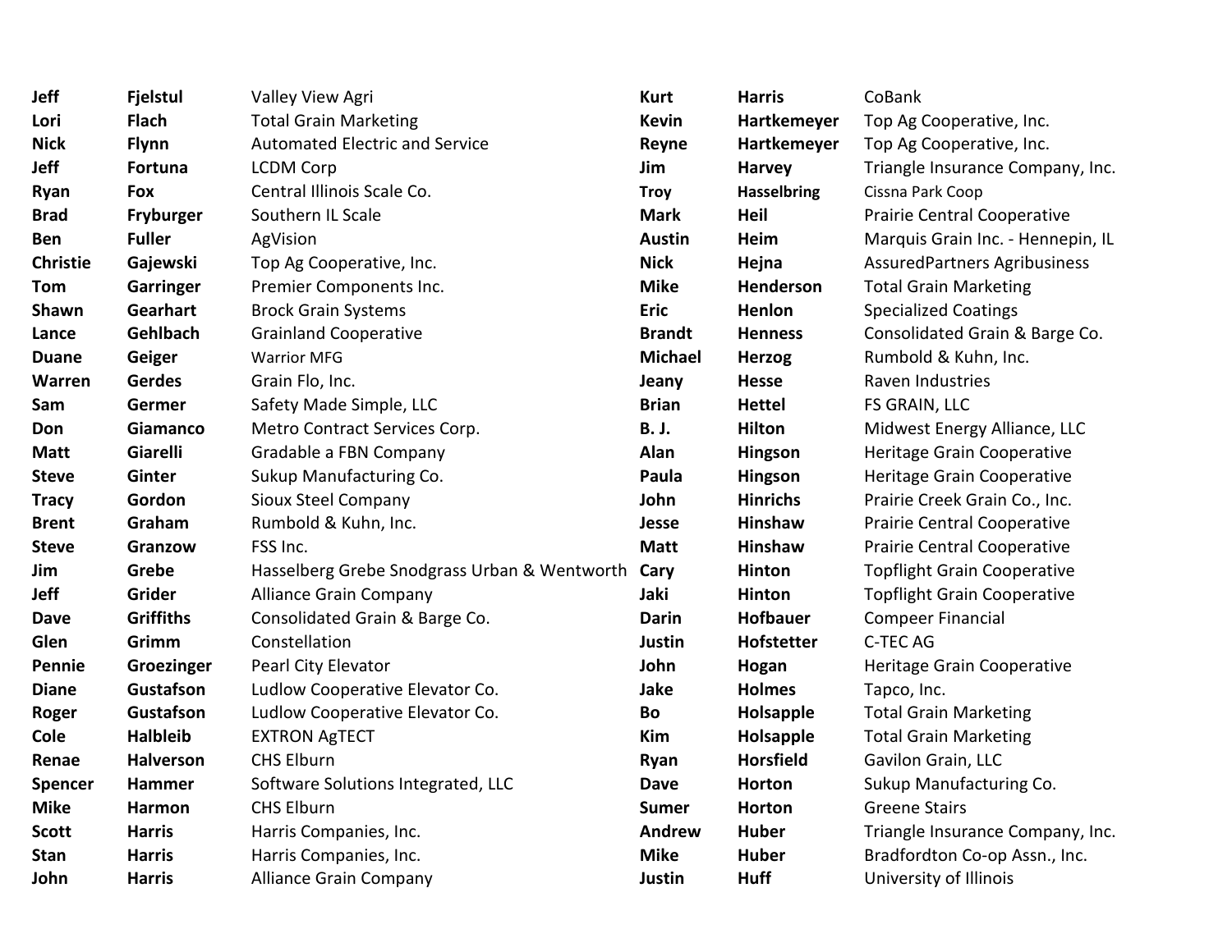| | | |
|---|---|---|
| **Jeff** | **Fjelstul** | Valley View Agri |
| **Lori** | **Flach** | Total Grain Marketing |
| **Nick** | **Flynn** | Automated Electric and Service |
| **Jeff** | **Fortuna** | LCDM Corp |
| **Ryan** | **Fox** | Central Illinois Scale Co. |
| **Brad** | **Fryburger** | Southern IL Scale |
| **Ben** | **Fuller** | AgVision |
| **Christie** | **Gajewski** | Top Ag Cooperative, Inc. |
| **Tom** | **Garringer** | Premier Components Inc. |
| **Shawn** | **Gearhart** | Brock Grain Systems |
| **Lance** | **Gehlbach** | Grainland Cooperative |
| **Duane** | **Geiger** | Warrior MFG |
| **Warren** | **Gerdes** | Grain Flo, Inc. |
| **Sam** | **Germer** | Safety Made Simple, LLC |
| **Don** | **Giamanco** | Metro Contract Services Corp. |
| **Matt** | **Giarelli** | Gradable a FBN Company |
| **Steve** | **Ginter** | Sukup Manufacturing Co. |
| **Tracy** | **Gordon** | Sioux Steel Company |
| **Brent** | **Graham** | Rumbold & Kuhn, Inc. |
| **Steve** | **Granzow** | FSS Inc. |
| **Jim** | **Grebe** | Hasselberg Grebe Snodgrass Urban & Wentworth |
| **Jeff** | **Grider** | Alliance Grain Company |
| **Dave** | **Griffiths** | Consolidated Grain & Barge Co. |
| **Glen** | **Grimm** | Constellation |
| **Pennie** | **Groezinger** | Pearl City Elevator |
| **Diane** | **Gustafson** | Ludlow Cooperative Elevator Co. |
| **Roger** | **Gustafson** | Ludlow Cooperative Elevator Co. |
| **Cole** | **Halbleib** | EXTRON AgTECT |
| **Renae** | **Halverson** | CHS Elburn |
| **Spencer** | **Hammer** | Software Solutions Integrated, LLC |
| **Mike** | **Harmon** | CHS Elburn |
| **Scott** | **Harris** | Harris Companies, Inc. |
| **Stan** | **Harris** | Harris Companies, Inc. |
| **John** | **Harris** | Alliance Grain Company |
| **Kurt** | **Harris** | CoBank |
| **Kevin** | **Hartkemeyer** | Top Ag Cooperative, Inc. |
| **Reyne** | **Hartkemeyer** | Top Ag Cooperative, Inc. |
| **Jim** | **Harvey** | Triangle Insurance Company, Inc. |
| **Troy** | **Hasselbring** | Cissna Park Coop |
| **Mark** | **Heil** | Prairie Central Cooperative |
| **Austin** | **Heim** | Marquis Grain Inc. - Hennepin, IL |
| **Nick** | **Hejna** | AssuredPartners Agribusiness |
| **Mike** | **Henderson** | Total Grain Marketing |
| **Eric** | **Henlon** | Specialized Coatings |
| **Brandt** | **Henness** | Consolidated Grain & Barge Co. |
| **Michael** | **Herzog** | Rumbold & Kuhn, Inc. |
| **Jeany** | **Hesse** | Raven Industries |
| **Brian** | **Hettel** | FS GRAIN, LLC |
| **B. J.** | **Hilton** | Midwest Energy Alliance, LLC |
| **Alan** | **Hingson** | Heritage Grain Cooperative |
| **Paula** | **Hingson** | Heritage Grain Cooperative |
| **John** | **Hinrichs** | Prairie Creek Grain Co., Inc. |
| **Jesse** | **Hinshaw** | Prairie Central Cooperative |
| **Matt** | **Hinshaw** | Prairie Central Cooperative |
| **Cary** | **Hinton** | Topflight Grain Cooperative |
| **Jaki** | **Hinton** | Topflight Grain Cooperative |
| **Darin** | **Hofbauer** | Compeer Financial |
| **Justin** | **Hofstetter** | C-TEC AG |
| **John** | **Hogan** | Heritage Grain Cooperative |
| **Jake** | **Holmes** | Tapco, Inc. |
| **Bo** | **Holsapple** | Total Grain Marketing |
| **Kim** | **Holsapple** | Total Grain Marketing |
| **Ryan** | **Horsfield** | Gavilon Grain, LLC |
| **Dave** | **Horton** | Sukup Manufacturing Co. |
| **Sumer** | **Horton** | Greene Stairs |
| **Andrew** | **Huber** | Triangle Insurance Company, Inc. |
| **Mike** | **Huber** | Bradfordton Co-op Assn., Inc. |
| **Justin** | **Huff** | University of Illinois |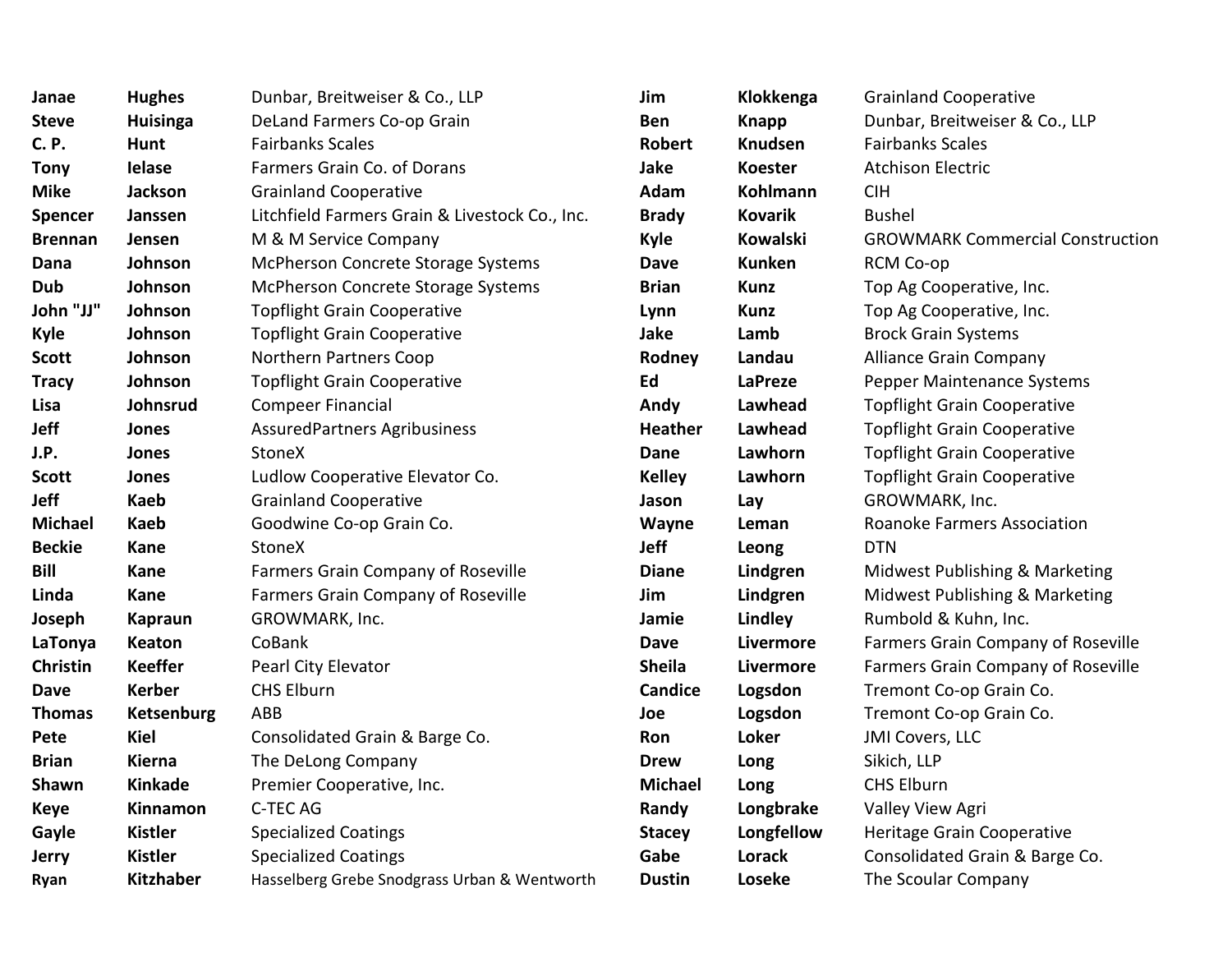| | | |
|---|---|---|
| **Janae** | **Hughes** | Dunbar, Breitweiser & Co., LLP |
| **Steve** | **Huisinga** | DeLand Farmers Co-op Grain |
| **C. P.** | **Hunt** | Fairbanks Scales |
| **Tony** | **Ielase** | Farmers Grain Co. of Dorans |
| **Mike** | **Jackson** | Grainland Cooperative |
| **Spencer** | **Janssen** | Litchfield Farmers Grain & Livestock Co., Inc. |
| **Brennan** | **Jensen** | M & M Service Company |
| **Dana** | **Johnson** | McPherson Concrete Storage Systems |
| **Dub** | **Johnson** | McPherson Concrete Storage Systems |
| **John "JJ"** | **Johnson** | Topflight Grain Cooperative |
| **Kyle** | **Johnson** | Topflight Grain Cooperative |
| **Scott** | **Johnson** | Northern Partners Coop |
| **Tracy** | **Johnson** | Topflight Grain Cooperative |
| **Lisa** | **Johnsrud** | Compeer Financial |
| **Jeff** | **Jones** | AssuredPartners Agribusiness |
| **J.P.** | **Jones** | StoneX |
| **Scott** | **Jones** | Ludlow Cooperative Elevator Co. |
| **Jeff** | **Kaeb** | Grainland Cooperative |
| **Michael** | **Kaeb** | Goodwine Co-op Grain Co. |
| **Beckie** | **Kane** | StoneX |
| **Bill** | **Kane** | Farmers Grain Company of Roseville |
| **Linda** | **Kane** | Farmers Grain Company of Roseville |
| **Joseph** | **Kapraun** | GROWMARK, Inc. |
| **LaTonya** | **Keaton** | CoBank |
| **Christin** | **Keeffer** | Pearl City Elevator |
| **Dave** | **Kerber** | CHS Elburn |
| **Thomas** | **Ketsenburg** | ABB |
| **Pete** | **Kiel** | Consolidated Grain & Barge Co. |
| **Brian** | **Kierna** | The DeLong Company |
| **Shawn** | **Kinkade** | Premier Cooperative, Inc. |
| **Keye** | **Kinnamon** | C-TEC AG |
| **Gayle** | **Kistler** | Specialized Coatings |
| **Jerry** | **Kistler** | Specialized Coatings |
| **Ryan** | **Kitzhaber** | Hasselberg Grebe Snodgrass Urban & Wentworth |
| **Jim** | **Klokkenga** | Grainland Cooperative |
| **Ben** | **Knapp** | Dunbar, Breitweiser & Co., LLP |
| **Robert** | **Knudsen** | Fairbanks Scales |
| **Jake** | **Koester** | Atchison Electric |
| **Adam** | **Kohlmann** | CIH |
| **Brady** | **Kovarik** | Bushel |
| **Kyle** | **Kowalski** | GROWMARK Commercial Construction |
| **Dave** | **Kunken** | RCM Co-op |
| **Brian** | **Kunz** | Top Ag Cooperative, Inc. |
| **Lynn** | **Kunz** | Top Ag Cooperative, Inc. |
| **Jake** | **Lamb** | Brock Grain Systems |
| **Rodney** | **Landau** | Alliance Grain Company |
| **Ed** | **LaPreze** | Pepper Maintenance Systems |
| **Andy** | **Lawhead** | Topflight Grain Cooperative |
| **Heather** | **Lawhead** | Topflight Grain Cooperative |
| **Dane** | **Lawhorn** | Topflight Grain Cooperative |
| **Kelley** | **Lawhorn** | Topflight Grain Cooperative |
| **Jason** | **Lay** | GROWMARK, Inc. |
| **Wayne** | **Leman** | Roanoke Farmers Association |
| **Jeff** | **Leong** | DTN |
| **Diane** | **Lindgren** | Midwest Publishing & Marketing |
| **Jim** | **Lindgren** | Midwest Publishing & Marketing |
| **Jamie** | **Lindley** | Rumbold & Kuhn, Inc. |
| **Dave** | **Livermore** | Farmers Grain Company of Roseville |
| **Sheila** | **Livermore** | Farmers Grain Company of Roseville |
| **Candice** | **Logsdon** | Tremont Co-op Grain Co. |
| **Joe** | **Logsdon** | Tremont Co-op Grain Co. |
| **Ron** | **Loker** | JMI Covers, LLC |
| **Drew** | **Long** | Sikich, LLP |
| **Michael** | **Long** | CHS Elburn |
| **Randy** | **Longbrake** | Valley View Agri |
| **Stacey** | **Longfellow** | Heritage Grain Cooperative |
| **Gabe** | **Lorack** | Consolidated Grain & Barge Co. |
| **Dustin** | **Loseke** | The Scoular Company |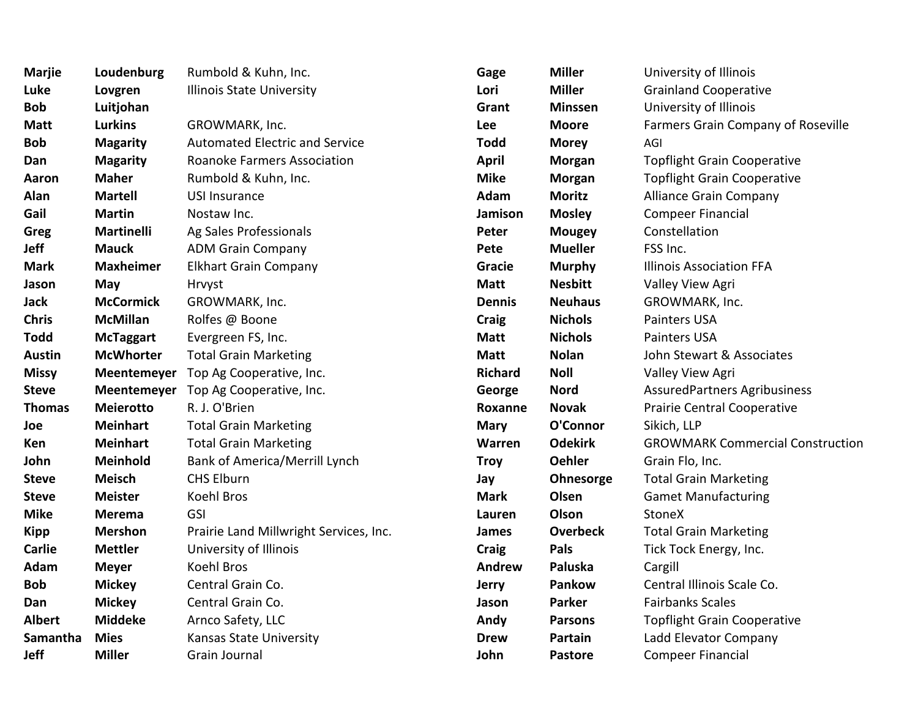| | | |
|---|---|---|
| **Marjie** | **Loudenburg** | Rumbold & Kuhn, Inc. |
| **Luke** | **Lovgren** | Illinois State University |
| **Bob** | **Luitjohan** | |
| **Matt** | **Lurkins** | GROWMARK, Inc. |
| **Bob** | **Magarity** | Automated Electric and Service |
| **Dan** | **Magarity** | Roanoke Farmers Association |
| **Aaron** | **Maher** | Rumbold & Kuhn, Inc. |
| **Alan** | **Martell** | USI Insurance |
| **Gail** | **Martin** | Nostaw Inc. |
| **Greg** | **Martinelli** | Ag Sales Professionals |
| **Jeff** | **Mauck** | ADM Grain Company |
| **Mark** | **Maxheimer** | Elkhart Grain Company |
| **Jason** | **May** | Hrvyst |
| **Jack** | **McCormick** | GROWMARK, Inc. |
| **Chris** | **McMillan** | Rolfes @ Boone |
| **Todd** | **McTaggart** | Evergreen FS, Inc. |
| **Austin** | **McWhorter** | Total Grain Marketing |
| **Missy** | **Meentemeyer** | Top Ag Cooperative, Inc. |
| **Steve** | **Meentemeyer** | Top Ag Cooperative, Inc. |
| **Thomas** | **Meierotto** | R. J. O'Brien |
| **Joe** | **Meinhart** | Total Grain Marketing |
| **Ken** | **Meinhart** | Total Grain Marketing |
| **John** | **Meinhold** | Bank of America/Merrill Lynch |
| **Steve** | **Meisch** | CHS Elburn |
| **Steve** | **Meister** | Koehl Bros |
| **Mike** | **Merema** | GSI |
| **Kipp** | **Mershon** | Prairie Land Millwright Services, Inc. |
| **Carlie** | **Mettler** | University of Illinois |
| **Adam** | **Meyer** | Koehl Bros |
| **Bob** | **Mickey** | Central Grain Co. |
| **Dan** | **Mickey** | Central Grain Co. |
| **Albert** | **Middeke** | Arnco Safety, LLC |
| **Samantha** | **Mies** | Kansas State University |
| **Jeff** | **Miller** | Grain Journal |
| **Gage** | **Miller** | University of Illinois |
| **Lori** | **Miller** | Grainland Cooperative |
| **Grant** | **Minssen** | University of Illinois |
| **Lee** | **Moore** | Farmers Grain Company of Roseville |
| **Todd** | **Morey** | AGI |
| **April** | **Morgan** | Topflight Grain Cooperative |
| **Mike** | **Morgan** | Topflight Grain Cooperative |
| **Adam** | **Moritz** | Alliance Grain Company |
| **Jamison** | **Mosley** | Compeer Financial |
| **Peter** | **Mougey** | Constellation |
| **Pete** | **Mueller** | FSS Inc. |
| **Gracie** | **Murphy** | Illinois Association FFA |
| **Matt** | **Nesbitt** | Valley View Agri |
| **Dennis** | **Neuhaus** | GROWMARK, Inc. |
| **Craig** | **Nichols** | Painters USA |
| **Matt** | **Nichols** | Painters USA |
| **Matt** | **Nolan** | John Stewart & Associates |
| **Richard** | **Noll** | Valley View Agri |
| **George** | **Nord** | AssuredPartners Agribusiness |
| **Roxanne** | **Novak** | Prairie Central Cooperative |
| **Mary** | **O'Connor** | Sikich, LLP |
| **Warren** | **Odekirk** | GROWMARK Commercial Construction |
| **Troy** | **Oehler** | Grain Flo, Inc. |
| **Jay** | **Ohnesorge** | Total Grain Marketing |
| **Mark** | **Olsen** | Gamet Manufacturing |
| **Lauren** | **Olson** | StoneX |
| **James** | **Overbeck** | Total Grain Marketing |
| **Craig** | **Pals** | Tick Tock Energy, Inc. |
| **Andrew** | **Paluska** | Cargill |
| **Jerry** | **Pankow** | Central Illinois Scale Co. |
| **Jason** | **Parker** | Fairbanks Scales |
| **Andy** | **Parsons** | Topflight Grain Cooperative |
| **Drew** | **Partain** | Ladd Elevator Company |
| **John** | **Pastore** | Compeer Financial |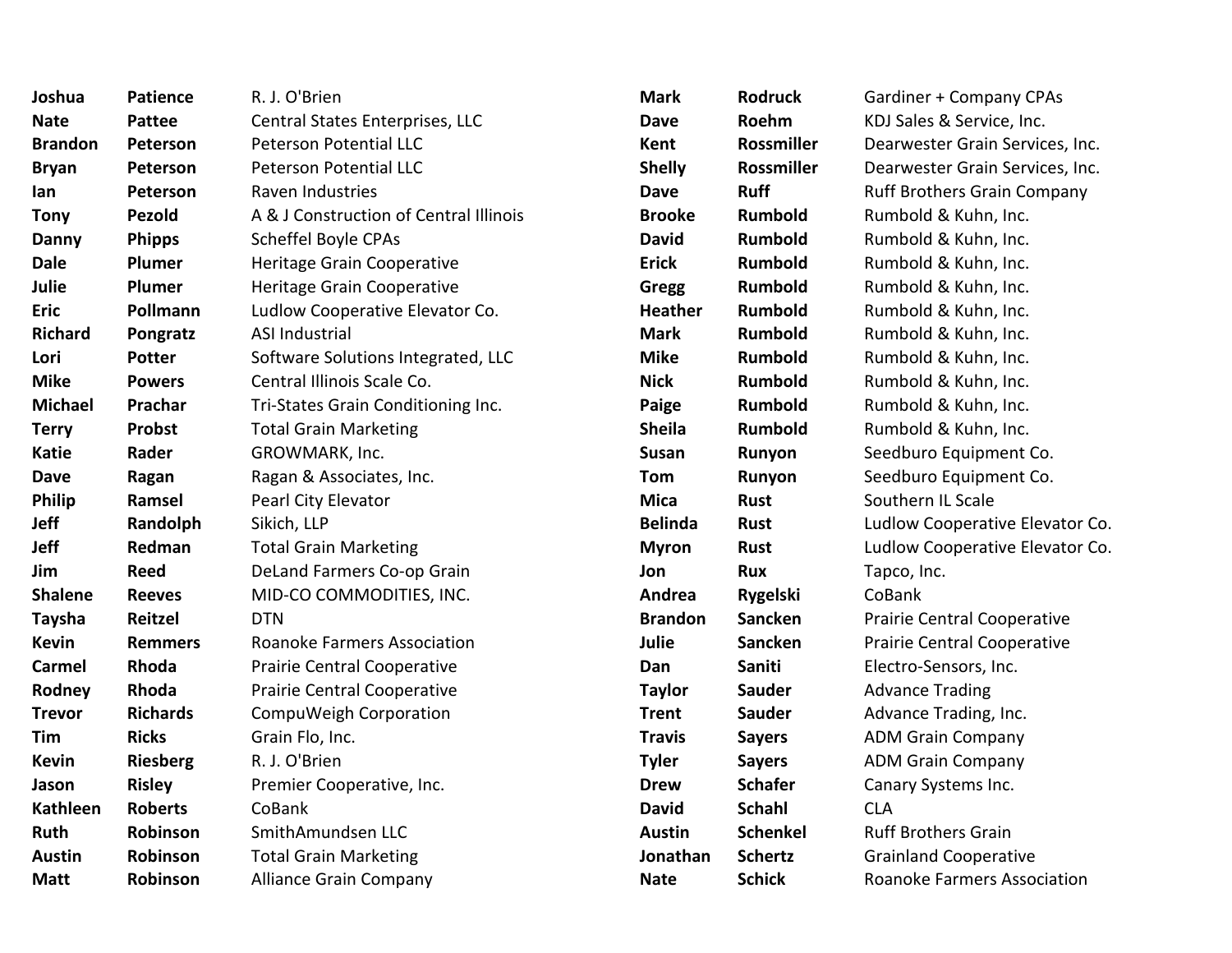| | | |
|---|---|---|
| **Joshua** | **Patience** | R. J. O'Brien |
| **Nate** | **Pattee** | Central States Enterprises, LLC |
| **Brandon** | **Peterson** | Peterson Potential LLC |
| **Bryan** | **Peterson** | Peterson Potential LLC |
| **Ian** | **Peterson** | Raven Industries |
| **Tony** | **Pezold** | A & J Construction of Central Illinois |
| **Danny** | **Phipps** | Scheffel Boyle CPAs |
| **Dale** | **Plumer** | Heritage Grain Cooperative |
| **Julie** | **Plumer** | Heritage Grain Cooperative |
| **Eric** | **Pollmann** | Ludlow Cooperative Elevator Co. |
| **Richard** | **Pongratz** | ASI Industrial |
| **Lori** | **Potter** | Software Solutions Integrated, LLC |
| **Mike** | **Powers** | Central Illinois Scale Co. |
| **Michael** | **Prachar** | Tri-States Grain Conditioning Inc. |
| **Terry** | **Probst** | Total Grain Marketing |
| **Katie** | **Rader** | GROWMARK, Inc. |
| **Dave** | **Ragan** | Ragan & Associates, Inc. |
| **Philip** | **Ramsel** | Pearl City Elevator |
| **Jeff** | **Randolph** | Sikich, LLP |
| **Jeff** | **Redman** | Total Grain Marketing |
| **Jim** | **Reed** | DeLand Farmers Co-op Grain |
| **Shalene** | **Reeves** | MID-CO COMMODITIES, INC. |
| **Taysha** | **Reitzel** | DTN |
| **Kevin** | **Remmers** | Roanoke Farmers Association |
| **Carmel** | **Rhoda** | Prairie Central Cooperative |
| **Rodney** | **Rhoda** | Prairie Central Cooperative |
| **Trevor** | **Richards** | CompuWeigh Corporation |
| **Tim** | **Ricks** | Grain Flo, Inc. |
| **Kevin** | **Riesberg** | R. J. O'Brien |
| **Jason** | **Risley** | Premier Cooperative, Inc. |
| **Kathleen** | **Roberts** | CoBank |
| **Ruth** | **Robinson** | SmithAmundsen LLC |
| **Austin** | **Robinson** | Total Grain Marketing |
| **Matt** | **Robinson** | Alliance Grain Company |
| **Mark** | **Rodruck** | Gardiner + Company CPAs |
| **Dave** | **Roehm** | KDJ Sales & Service, Inc. |
| **Kent** | **Rossmiller** | Dearwester Grain Services, Inc. |
| **Shelly** | **Rossmiller** | Dearwester Grain Services, Inc. |
| **Dave** | **Ruff** | Ruff Brothers Grain Company |
| **Brooke** | **Rumbold** | Rumbold & Kuhn, Inc. |
| **David** | **Rumbold** | Rumbold & Kuhn, Inc. |
| **Erick** | **Rumbold** | Rumbold & Kuhn, Inc. |
| **Gregg** | **Rumbold** | Rumbold & Kuhn, Inc. |
| **Heather** | **Rumbold** | Rumbold & Kuhn, Inc. |
| **Mark** | **Rumbold** | Rumbold & Kuhn, Inc. |
| **Mike** | **Rumbold** | Rumbold & Kuhn, Inc. |
| **Nick** | **Rumbold** | Rumbold & Kuhn, Inc. |
| **Paige** | **Rumbold** | Rumbold & Kuhn, Inc. |
| **Sheila** | **Rumbold** | Rumbold & Kuhn, Inc. |
| **Susan** | **Runyon** | Seedburo Equipment Co. |
| **Tom** | **Runyon** | Seedburo Equipment Co. |
| **Mica** | **Rust** | Southern IL Scale |
| **Belinda** | **Rust** | Ludlow Cooperative Elevator Co. |
| **Myron** | **Rust** | Ludlow Cooperative Elevator Co. |
| **Jon** | **Rux** | Tapco, Inc. |
| **Andrea** | **Rygelski** | CoBank |
| **Brandon** | **Sancken** | Prairie Central Cooperative |
| **Julie** | **Sancken** | Prairie Central Cooperative |
| **Dan** | **Saniti** | Electro-Sensors, Inc. |
| **Taylor** | **Sauder** | Advance Trading |
| **Trent** | **Sauder** | Advance Trading, Inc. |
| **Travis** | **Sayers** | ADM Grain Company |
| **Tyler** | **Sayers** | ADM Grain Company |
| **Drew** | **Schafer** | Canary Systems Inc. |
| **David** | **Schahl** | CLA |
| **Austin** | **Schenkel** | Ruff Brothers Grain |
| **Jonathan** | **Schertz** | Grainland Cooperative |
| **Nate** | **Schick** | Roanoke Farmers Association |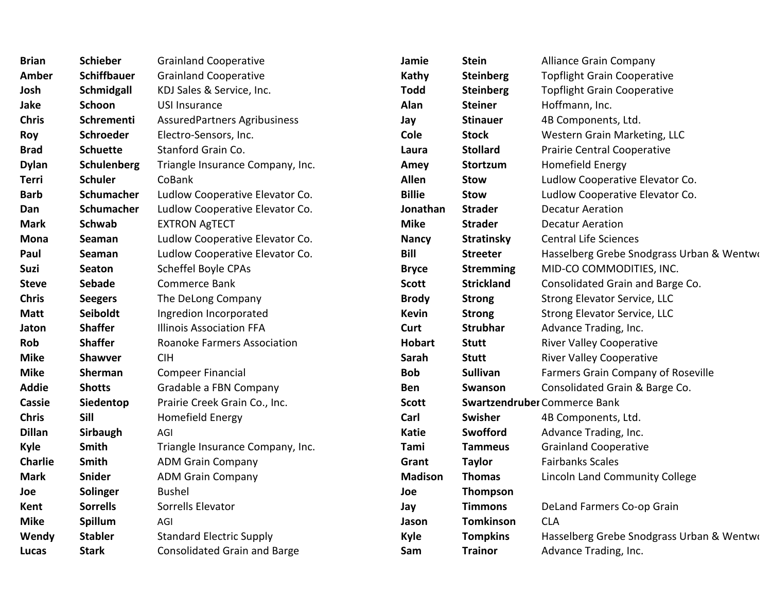| | | |
|---|---|---|
| **Brian** | **Schieber** | Grainland Cooperative |
| **Amber** | **Schiffbauer** | Grainland Cooperative |
| **Josh** | **Schmidgall** | KDJ Sales & Service, Inc. |
| **Jake** | **Schoon** | USI Insurance |
| **Chris** | **Schrementi** | AssuredPartners Agribusiness |
| **Roy** | **Schroeder** | Electro-Sensors, Inc. |
| **Brad** | **Schuette** | Stanford Grain Co. |
| **Dylan** | **Schulenberg** | Triangle Insurance Company, Inc. |
| **Terri** | **Schuler** | CoBank |
| **Barb** | **Schumacher** | Ludlow Cooperative Elevator Co. |
| **Dan** | **Schumacher** | Ludlow Cooperative Elevator Co. |
| **Mark** | **Schwab** | EXTRON AgTECT |
| **Mona** | **Seaman** | Ludlow Cooperative Elevator Co. |
| **Paul** | **Seaman** | Ludlow Cooperative Elevator Co. |
| **Suzi** | **Seaton** | Scheffel Boyle CPAs |
| **Steve** | **Sebade** | Commerce Bank |
| **Chris** | **Seegers** | The DeLong Company |
| **Matt** | **Seiboldt** | Ingredion Incorporated |
| **Jaton** | **Shaffer** | Illinois Association FFA |
| **Rob** | **Shaffer** | Roanoke Farmers Association |
| **Mike** | **Shawver** | CIH |
| **Mike** | **Sherman** | Compeer Financial |
| **Addie** | **Shotts** | Gradable a FBN Company |
| **Cassie** | **Siedentop** | Prairie Creek Grain Co., Inc. |
| **Chris** | **Sill** | Homefield Energy |
| **Dillan** | **Sirbaugh** | AGI |
| **Kyle** | **Smith** | Triangle Insurance Company, Inc. |
| **Charlie** | **Smith** | ADM Grain Company |
| **Mark** | **Snider** | ADM Grain Company |
| **Joe** | **Solinger** | Bushel |
| **Kent** | **Sorrells** | Sorrells Elevator |
| **Mike** | **Spillum** | AGI |
| **Wendy** | **Stabler** | Standard Electric Supply |
| **Lucas** | **Stark** | Consolidated Grain and Barge |
| **Jamie** | **Stein** | Alliance Grain Company |
| **Kathy** | **Steinberg** | Topflight Grain Cooperative |
| **Todd** | **Steinberg** | Topflight Grain Cooperative |
| **Alan** | **Steiner** | Hoffmann, Inc. |
| **Jay** | **Stinauer** | 4B Components, Ltd. |
| **Cole** | **Stock** | Western Grain Marketing, LLC |
| **Laura** | **Stollard** | Prairie Central Cooperative |
| **Amey** | **Stortzum** | Homefield Energy |
| **Allen** | **Stow** | Ludlow Cooperative Elevator Co. |
| **Billie** | **Stow** | Ludlow Cooperative Elevator Co. |
| **Jonathan** | **Strader** | Decatur Aeration |
| **Mike** | **Strader** | Decatur Aeration |
| **Nancy** | **Stratinsky** | Central Life Sciences |
| **Bill** | **Streeter** | Hasselberg Grebe Snodgrass Urban & Wentw |
| **Bryce** | **Stremming** | MID-CO COMMODITIES, INC. |
| **Scott** | **Strickland** | Consolidated Grain and Barge Co. |
| **Brody** | **Strong** | Strong Elevator Service, LLC |
| **Kevin** | **Strong** | Strong Elevator Service, LLC |
| **Curt** | **Strubhar** | Advance Trading, Inc. |
| **Hobart** | **Stutt** | River Valley Cooperative |
| **Sarah** | **Stutt** | River Valley Cooperative |
| **Bob** | **Sullivan** | Farmers Grain Company of Roseville |
| **Ben** | **Swanson** | Consolidated Grain & Barge Co. |
| **Scott** | **Swartzendruber** | Commerce Bank |
| **Carl** | **Swisher** | 4B Components, Ltd. |
| **Katie** | **Swofford** | Advance Trading, Inc. |
| **Tami** | **Tammeus** | Grainland Cooperative |
| **Grant** | **Taylor** | Fairbanks Scales |
| **Madison** | **Thomas** | Lincoln Land Community College |
| **Joe** | **Thompson** | |
| **Jay** | **Timmons** | DeLand Farmers Co-op Grain |
| **Jason** | **Tomkinson** | CLA |
| **Kyle** | **Tompkins** | Hasselberg Grebe Snodgrass Urban & Wentw |
| **Sam** | **Trainor** | Advance Trading, Inc. |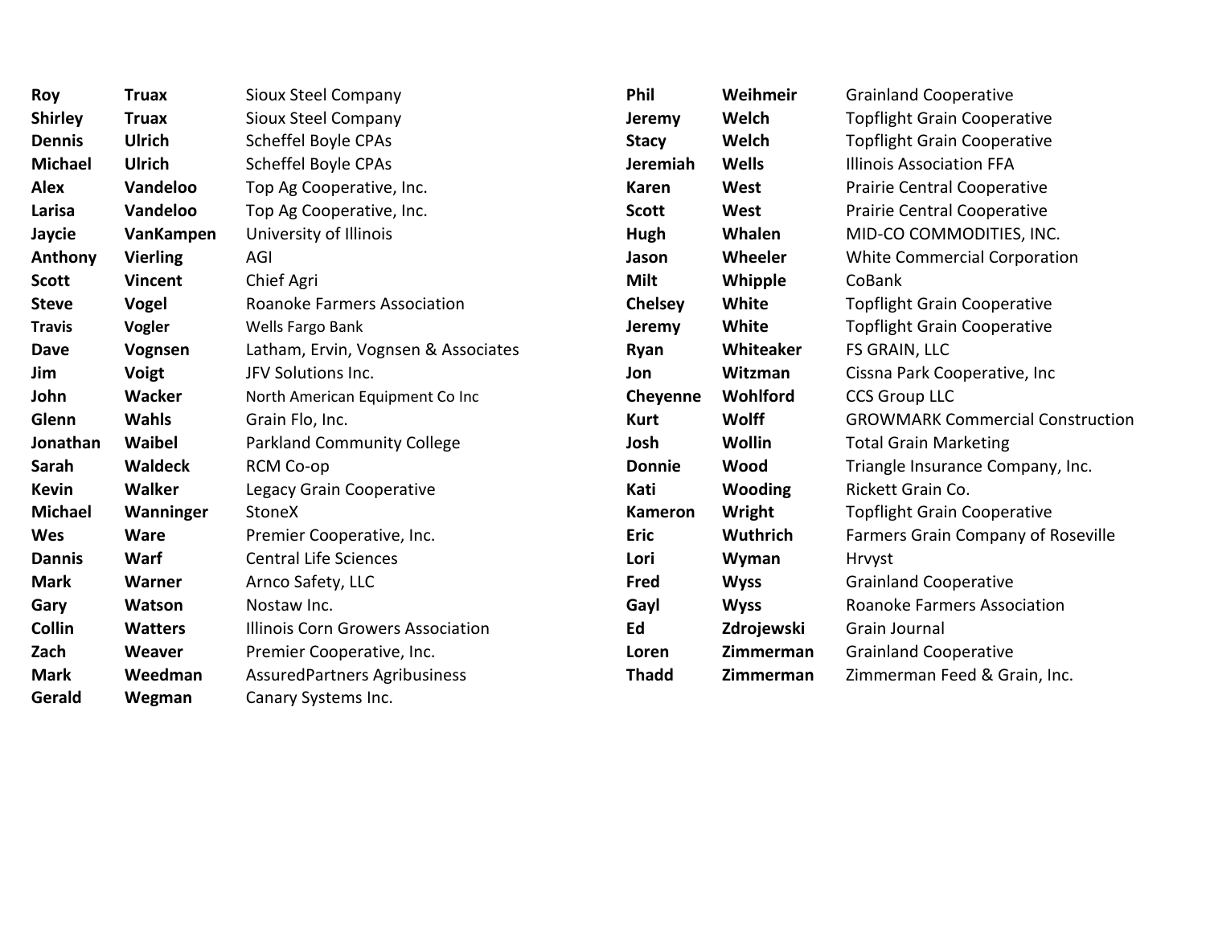| | | |
|---|---|---|
| **Roy** | **Truax** | Sioux Steel Company |
| **Shirley** | **Truax** | Sioux Steel Company |
| **Dennis** | **Ulrich** | Scheffel Boyle CPAs |
| **Michael** | **Ulrich** | Scheffel Boyle CPAs |
| **Alex** | **Vandeloo** | Top Ag Cooperative, Inc. |
| **Larisa** | **Vandeloo** | Top Ag Cooperative, Inc. |
| **Jaycie** | **VanKampen** | University of Illinois |
| **Anthony** | **Vierling** | AGI |
| **Scott** | **Vincent** | Chief Agri |
| **Steve** | **Vogel** | Roanoke Farmers Association |
| **Travis** | **Vogler** | Wells Fargo Bank |
| **Dave** | **Vognsen** | Latham, Ervin, Vognsen & Associates |
| **Jim** | **Voigt** | JFV Solutions Inc. |
| **John** | **Wacker** | North American Equipment Co Inc |
| **Glenn** | **Wahls** | Grain Flo, Inc. |
| **Jonathan** | **Waibel** | Parkland Community College |
| **Sarah** | **Waldeck** | RCM Co-op |
| **Kevin** | **Walker** | Legacy Grain Cooperative |
| **Michael** | **Wanninger** | StoneX |
| **Wes** | **Ware** | Premier Cooperative, Inc. |
| **Dannis** | **Warf** | Central Life Sciences |
| **Mark** | **Warner** | Arnco Safety, LLC |
| **Gary** | **Watson** | Nostaw Inc. |
| **Collin** | **Watters** | Illinois Corn Growers Association |
| **Zach** | **Weaver** | Premier Cooperative, Inc. |
| **Mark** | **Weedman** | AssuredPartners Agribusiness |
| **Gerald** | **Wegman** | Canary Systems Inc. |
| **Phil** | **Weihmeir** | Grainland Cooperative |
| **Jeremy** | **Welch** | Topflight Grain Cooperative |
| **Stacy** | **Welch** | Topflight Grain Cooperative |
| **Jeremiah** | **Wells** | Illinois Association FFA |
| **Karen** | **West** | Prairie Central Cooperative |
| **Scott** | **West** | Prairie Central Cooperative |
| **Hugh** | **Whalen** | MID-CO COMMODITIES, INC. |
| **Jason** | **Wheeler** | White Commercial Corporation |
| **Milt** | **Whipple** | CoBank |
| **Chelsey** | **White** | Topflight Grain Cooperative |
| **Jeremy** | **White** | Topflight Grain Cooperative |
| **Ryan** | **Whiteaker** | FS GRAIN, LLC |
| **Jon** | **Witzman** | Cissna Park Cooperative, Inc |
| **Cheyenne** | **Wohlford** | CCS Group LLC |
| **Kurt** | **Wolff** | GROWMARK Commercial Construction |
| **Josh** | **Wollin** | Total Grain Marketing |
| **Donnie** | **Wood** | Triangle Insurance Company, Inc. |
| **Kati** | **Wooding** | Rickett Grain Co. |
| **Kameron** | **Wright** | Topflight Grain Cooperative |
| **Eric** | **Wuthrich** | Farmers Grain Company of Roseville |
| **Lori** | **Wyman** | Hrvyst |
| **Fred** | **Wyss** | Grainland Cooperative |
| **Gayl** | **Wyss** | Roanoke Farmers Association |
| **Ed** | **Zdrojewski** | Grain Journal |
| **Loren** | **Zimmerman** | Grainland Cooperative |
| **Thadd** | **Zimmerman** | Zimmerman Feed & Grain, Inc. |